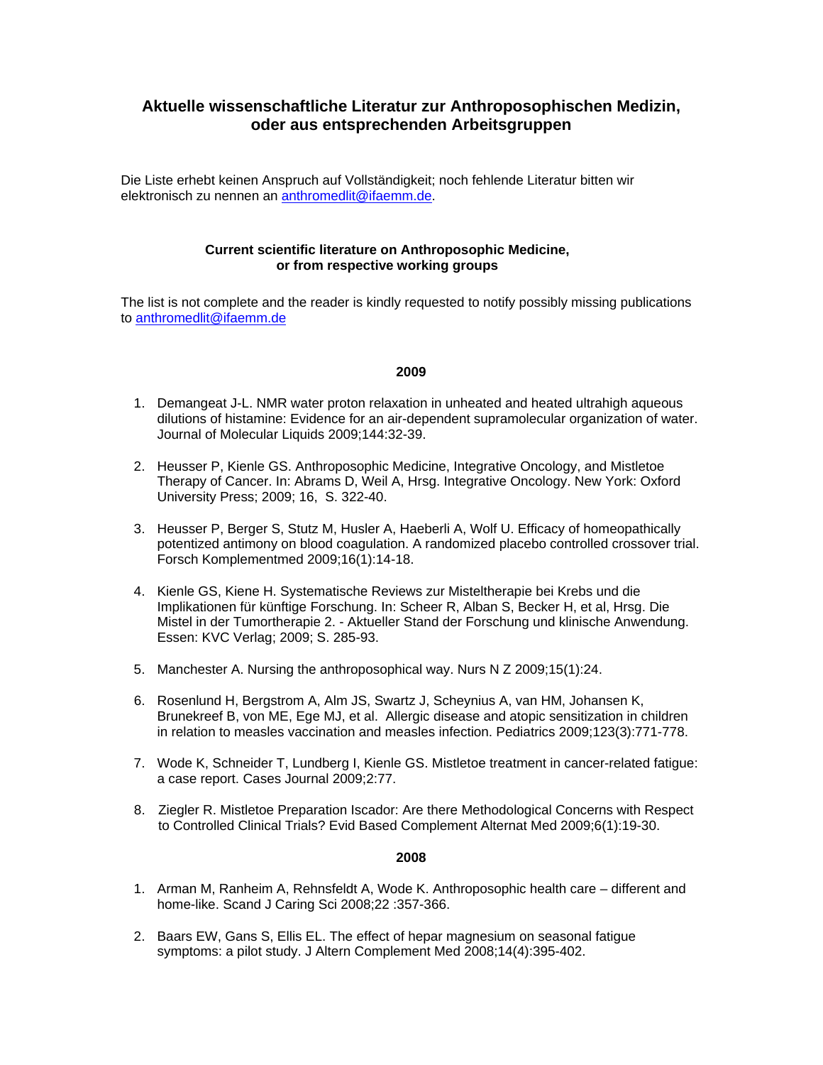# Aktuelle wissenschaftliche Literatur zur Anthroposophischen Medizin, oder aus entsprechenden Arbeitsgruppen

Die Liste erhebt keinen Anspruch auf Vollständigkeit; noch fehlende Literatur bitten wir elektronisch zu nennen an anthromedlit@ifaemm.de.

## Current scientific literature on Anthroposophic Medicine, or from respective working groups

The list is not complete and the reader is kindly requested to notify possibly missing publications to anthromedlit@ifaemm.de

### 2009

1. Demangeat J-L. NMR water proton relaxation in unheated and heated ultrahigh aqueous dilutions of histamine: Evidence for an air-dependent supramolecular organization of water. Journal of Molecular Liquids 2009;144:32-39.

2. Heusser P, Kienle GS. Anthroposophic Medicine, Integrative Oncology, and Mistletoe Therapy of Cancer. In: Abrams D, Weil A, Hrsg. Integrative Oncology. New York: Oxford University Press; 2009; 16, S. 322-40.

3. Heusser P, Berger S, Stutz M, Husler A, Haeberli A, Wolf U. Efficacy of homeopathically potentized antimony on blood coagulation. A randomized placebo controlled crossover trial. Forsch Komplementmed 2009;16(1):14-18.

4. Kienle GS, Kiene H. Systematische Reviews zur Misteltherapie bei Krebs und die Implikationen für künftige Forschung. In: Scheer R, Alban S, Becker H, et al, Hrsg. Die Mistel in der Tumortherapie 2. - Aktueller Stand der Forschung und klinische Anwendung. Essen: KVC Verlag; 2009; S. 285-93.

5. Manchester A. Nursing the anthroposophical way. Nurs N Z 2009;15(1):24.

6. Rosenlund H, Bergstrom A, Alm JS, Swartz J, Scheynius A, van HM, Johansen K, Brunekreef B, von ME, Ege MJ, et al. Allergic disease and atopic sensitization in children in relation to measles vaccination and measles infection. Pediatrics 2009;123(3):771-778.

7. Wode K, Schneider T, Lundberg I, Kienle GS. Mistletoe treatment in cancer-related fatigue: a case report. Cases Journal 2009;2:77.

8. Ziegler R. Mistletoe Preparation Iscador: Are there Methodological Concerns with Respect to Controlled Clinical Trials? Evid Based Complement Alternat Med 2009;6(1):19-30.

### 2008

1. Arman M, Ranheim A, Rehnsfeldt A, Wode K. Anthroposophic health care – different and home-like. Scand J Caring Sci 2008;22 :357-366.

2. Baars EW, Gans S, Ellis EL. The effect of hepar magnesium on seasonal fatigue symptoms: a pilot study. J Altern Complement Med 2008;14(4):395-402.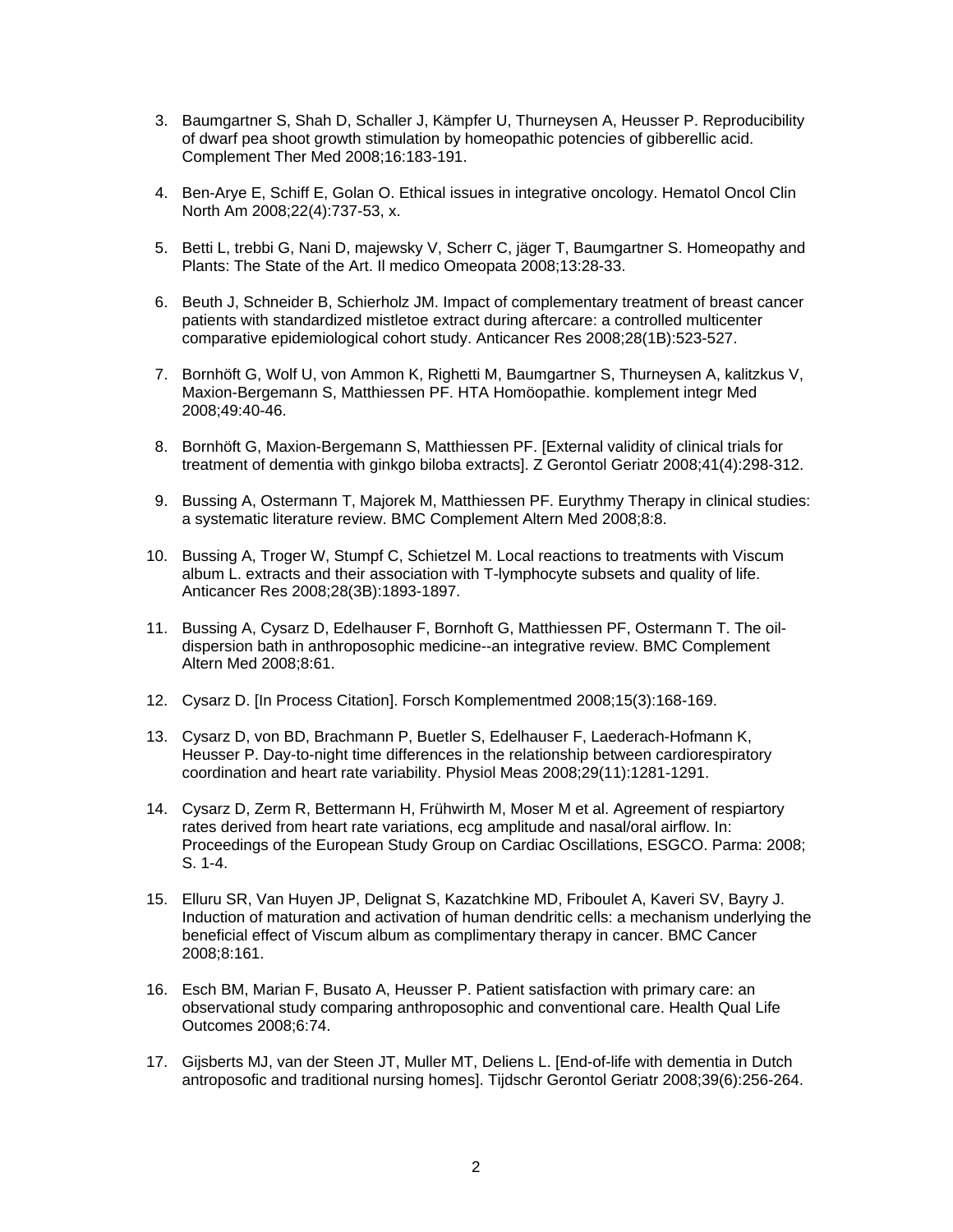3. Baumgartner S, Shah D, Schaller J, Kämpfer U, Thurneysen A, Heusser P. Reproducibility of dwarf pea shoot growth stimulation by homeopathic potencies of gibberellic acid. Complement Ther Med 2008;16:183-191.

4. Ben-Arye E, Schiff E, Golan O. Ethical issues in integrative oncology. Hematol Oncol Clin North Am 2008;22(4):737-53, x.

5. Betti L, trebbi G, Nani D, majewsky V, Scherr C, jäger T, Baumgartner S. Homeopathy and Plants: The State of the Art. Il medico Omeopata 2008;13:28-33.

6. Beuth J, Schneider B, Schierholz JM. Impact of complementary treatment of breast cancer patients with standardized mistletoe extract during aftercare: a controlled multicenter comparative epidemiological cohort study. Anticancer Res 2008;28(1B):523-527.

7. Bornhöft G, Wolf U, von Ammon K, Righetti M, Baumgartner S, Thurneysen A, kalitzkus V, Maxion-Bergemann S, Matthiessen PF. HTA Homöopathie. komplement integr Med 2008;49:40-46.

8. Bornhöft G, Maxion-Bergemann S, Matthiessen PF. [External validity of clinical trials for treatment of dementia with ginkgo biloba extracts]. Z Gerontol Geriatr 2008;41(4):298-312.

9. Bussing A, Ostermann T, Majorek M, Matthiessen PF. Eurythmy Therapy in clinical studies: a systematic literature review. BMC Complement Altern Med 2008;8:8.

10. Bussing A, Troger W, Stumpf C, Schietzel M. Local reactions to treatments with Viscum album L. extracts and their association with T-lymphocyte subsets and quality of life. Anticancer Res 2008;28(3B):1893-1897.

11. Bussing A, Cysarz D, Edelhauser F, Bornhoft G, Matthiessen PF, Ostermann T. The oil-dispersion bath in anthroposophic medicine--an integrative review. BMC Complement Altern Med 2008;8:61.

12. Cysarz D. [In Process Citation]. Forsch Komplementmed 2008;15(3):168-169.

13. Cysarz D, von BD, Brachmann P, Buetler S, Edelhauser F, Laederach-Hofmann K, Heusser P. Day-to-night time differences in the relationship between cardiorespiratory coordination and heart rate variability. Physiol Meas 2008;29(11):1281-1291.

14. Cysarz D, Zerm R, Bettermann H, Frühwirth M, Moser M et al. Agreement of respiartory rates derived from heart rate variations, ecg amplitude and nasal/oral airflow. In: Proceedings of the European Study Group on Cardiac Oscillations, ESGCO. Parma: 2008; S. 1-4.

15. Elluru SR, Van Huyen JP, Delignat S, Kazatchkine MD, Friboulet A, Kaveri SV, Bayry J. Induction of maturation and activation of human dendritic cells: a mechanism underlying the beneficial effect of Viscum album as complimentary therapy in cancer. BMC Cancer 2008;8:161.

16. Esch BM, Marian F, Busato A, Heusser P. Patient satisfaction with primary care: an observational study comparing anthroposophic and conventional care. Health Qual Life Outcomes 2008;6:74.

17. Gijsberts MJ, van der Steen JT, Muller MT, Deliens L. [End-of-life with dementia in Dutch antroposofic and traditional nursing homes]. Tijdschr Gerontol Geriatr 2008;39(6):256-264.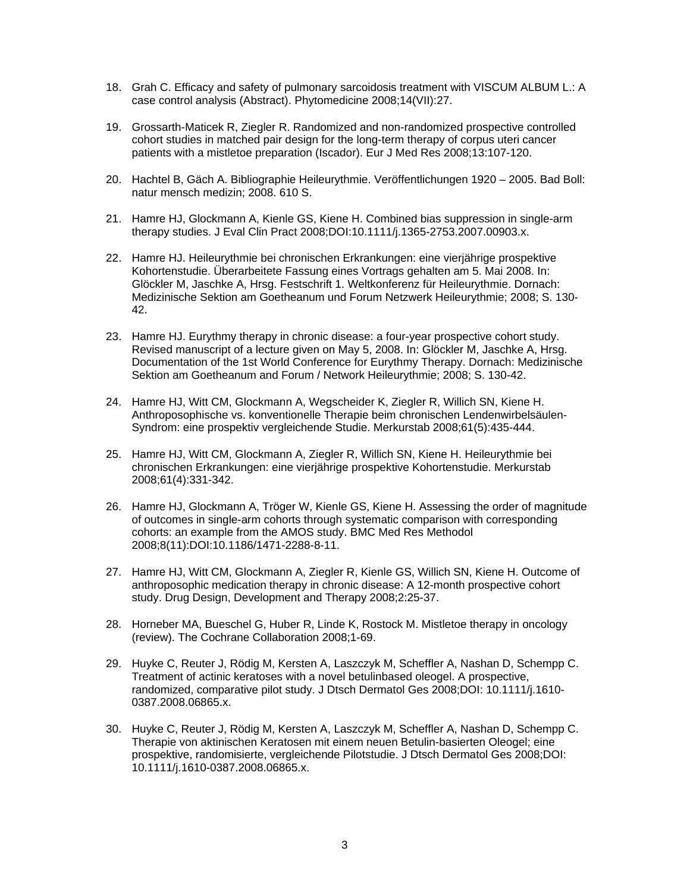18. Grah C. Efficacy and safety of pulmonary sarcoidosis treatment with VISCUM ALBUM L.: A case control analysis (Abstract). Phytomedicine 2008;14(VII):27.

19. Grossarth-Maticek R, Ziegler R. Randomized and non-randomized prospective controlled cohort studies in matched pair design for the long-term therapy of corpus uteri cancer patients with a mistletoe preparation (Iscador). Eur J Med Res 2008;13:107-120.

20. Hachtel B, Gäch A. Bibliographie Heileurythmie. Veröffentlichungen 1920 – 2005. Bad Boll: natur mensch medizin; 2008. 610 S.

21. Hamre HJ, Glockmann A, Kienle GS, Kiene H. Combined bias suppression in single-arm therapy studies. J Eval Clin Pract 2008;DOI:10.1111/j.1365-2753.2007.00903.x.

22. Hamre HJ. Heileurythmie bei chronischen Erkrankungen: eine vierjährige prospektive Kohortenstudie. Überarbeitete Fassung eines Vortrags gehalten am 5. Mai 2008. In: Glöckler M, Jaschke A, Hrsg. Festschrift 1. Weltkonferenz für Heileurythmie. Dornach: Medizinische Sektion am Goetheanum und Forum Netzwerk Heileurythmie; 2008; S. 130-42.

23. Hamre HJ. Eurythmy therapy in chronic disease: a four-year prospective cohort study. Revised manuscript of a lecture given on May 5, 2008. In: Glöckler M, Jaschke A, Hrsg. Documentation of the 1st World Conference for Eurythmy Therapy. Dornach: Medizinische Sektion am Goetheanum and Forum / Network Heileurythmie; 2008; S. 130-42.

24. Hamre HJ, Witt CM, Glockmann A, Wegscheider K, Ziegler R, Willich SN, Kiene H. Anthroposophische vs. konventionelle Therapie beim chronischen Lendenwirbelsäulen-Syndrom: eine prospektiv vergleichende Studie. Merkurstab 2008;61(5):435-444.

25. Hamre HJ, Witt CM, Glockmann A, Ziegler R, Willich SN, Kiene H. Heileurythmie bei chronischen Erkrankungen: eine vierjährige prospektive Kohortenstudie. Merkurstab 2008;61(4):331-342.

26. Hamre HJ, Glockmann A, Tröger W, Kienle GS, Kiene H. Assessing the order of magnitude of outcomes in single-arm cohorts through systematic comparison with corresponding cohorts: an example from the AMOS study. BMC Med Res Methodol 2008;8(11):DOI:10.1186/1471-2288-8-11.

27. Hamre HJ, Witt CM, Glockmann A, Ziegler R, Kienle GS, Willich SN, Kiene H. Outcome of anthroposophic medication therapy in chronic disease: A 12-month prospective cohort study. Drug Design, Development and Therapy 2008;2:25-37.

28. Horneber MA, Bueschel G, Huber R, Linde K, Rostock M. Mistletoe therapy in oncology (review). The Cochrane Collaboration 2008;1-69.

29. Huyke C, Reuter J, Rödig M, Kersten A, Laszczyk M, Scheffler A, Nashan D, Schempp C. Treatment of actinic keratoses with a novel betulinbased oleogel. A prospective, randomized, comparative pilot study. J Dtsch Dermatol Ges 2008;DOI: 10.1111/j.1610-0387.2008.06865.x.

30. Huyke C, Reuter J, Rödig M, Kersten A, Laszczyk M, Scheffler A, Nashan D, Schempp C. Therapie von aktinischen Keratosen mit einem neuen Betulin-basierten Oleogel; eine prospektive, randomisierte, vergleichende Pilotstudie. J Dtsch Dermatol Ges 2008;DOI: 10.1111/j.1610-0387.2008.06865.x.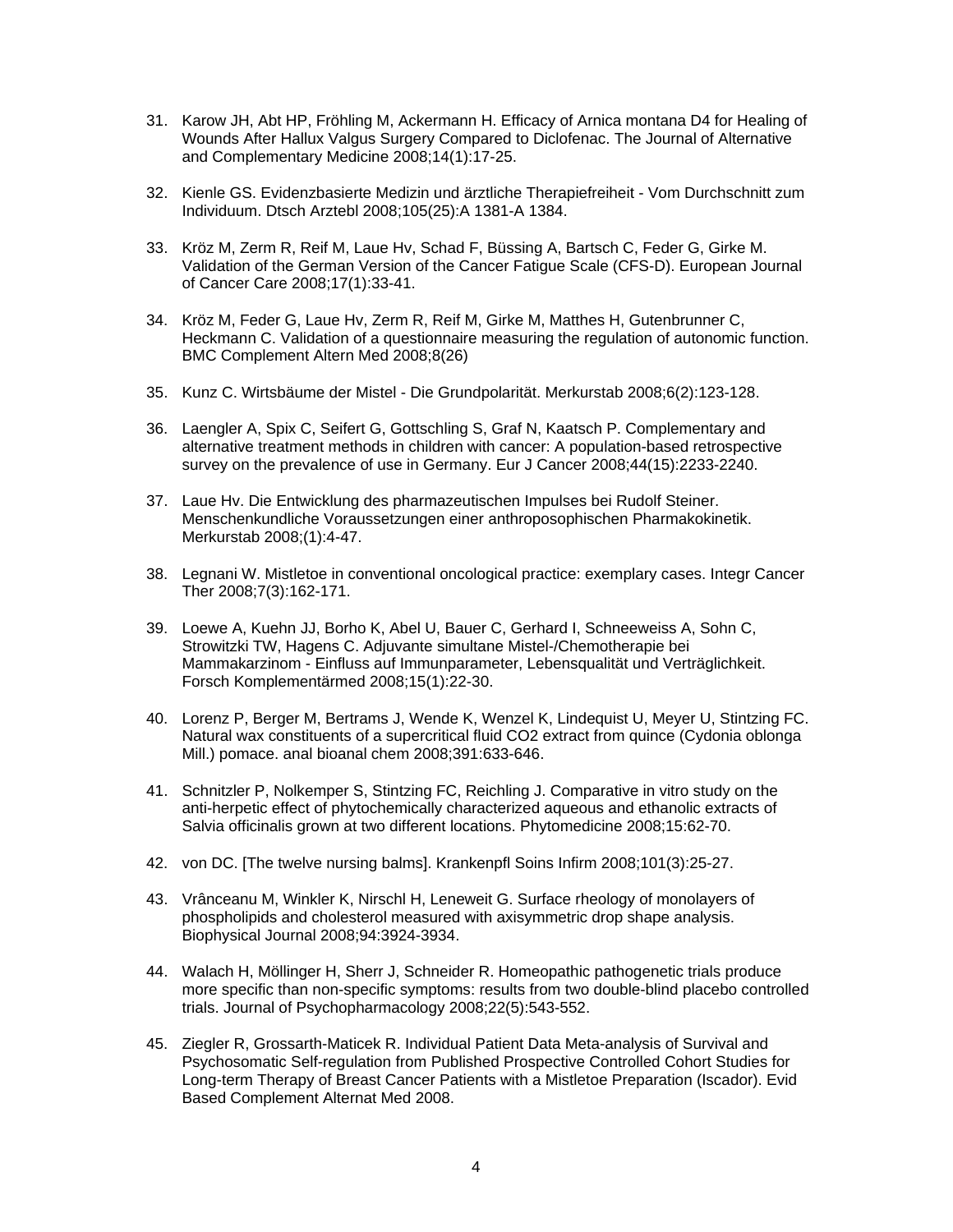31. Karow JH, Abt HP, Fröhling M, Ackermann H. Efficacy of Arnica montana D4 for Healing of Wounds After Hallux Valgus Surgery Compared to Diclofenac. The Journal of Alternative and Complementary Medicine 2008;14(1):17-25.

32. Kienle GS. Evidenzbasierte Medizin und ärztliche Therapiefreiheit - Vom Durchschnitt zum Individuum. Dtsch Arztebl 2008;105(25):A 1381-A 1384.

33. Kröz M, Zerm R, Reif M, Laue Hv, Schad F, Büssing A, Bartsch C, Feder G, Girke M. Validation of the German Version of the Cancer Fatigue Scale (CFS-D). European Journal of Cancer Care 2008;17(1):33-41.

34. Kröz M, Feder G, Laue Hv, Zerm R, Reif M, Girke M, Matthes H, Gutenbrunner C, Heckmann C. Validation of a questionnaire measuring the regulation of autonomic function. BMC Complement Altern Med 2008;8(26)

35. Kunz C. Wirtsbäume der Mistel - Die Grundpolarität. Merkurstab 2008;6(2):123-128.

36. Laengler A, Spix C, Seifert G, Gottschling S, Graf N, Kaatsch P. Complementary and alternative treatment methods in children with cancer: A population-based retrospective survey on the prevalence of use in Germany. Eur J Cancer 2008;44(15):2233-2240.

37. Laue Hv. Die Entwicklung des pharmazeutischen Impulses bei Rudolf Steiner. Menschenkundliche Voraussetzungen einer anthroposophischen Pharmakokinetik. Merkurstab 2008;(1):4-47.

38. Legnani W. Mistletoe in conventional oncological practice: exemplary cases. Integr Cancer Ther 2008;7(3):162-171.

39. Loewe A, Kuehn JJ, Borho K, Abel U, Bauer C, Gerhard I, Schneeweiss A, Sohn C, Strowitzki TW, Hagens C. Adjuvante simultane Mistel-/Chemotherapie bei Mammakarzinom - Einfluss auf Immunparameter, Lebensqualität und Verträglichkeit. Forsch Komplementärmed 2008;15(1):22-30.

40. Lorenz P, Berger M, Bertrams J, Wende K, Wenzel K, Lindequist U, Meyer U, Stintzing FC. Natural wax constituents of a supercritical fluid CO2 extract from quince (Cydonia oblonga Mill.) pomace. anal bioanal chem 2008;391:633-646.

41. Schnitzler P, Nolkemper S, Stintzing FC, Reichling J. Comparative in vitro study on the anti-herpetic effect of phytochemically characterized aqueous and ethanolic extracts of Salvia officinalis grown at two different locations. Phytomedicine 2008;15:62-70.

42. von DC. [The twelve nursing balms]. Krankenpfl Soins Infirm 2008;101(3):25-27.

43. Vrânceanu M, Winkler K, Nirschl H, Leneweit G. Surface rheology of monolayers of phospholipids and cholesterol measured with axisymmetric drop shape analysis. Biophysical Journal 2008;94:3924-3934.

44. Walach H, Möllinger H, Sherr J, Schneider R. Homeopathic pathogenetic trials produce more specific than non-specific symptoms: results from two double-blind placebo controlled trials. Journal of Psychopharmacology 2008;22(5):543-552.

45. Ziegler R, Grossarth-Maticek R. Individual Patient Data Meta-analysis of Survival and Psychosomatic Self-regulation from Published Prospective Controlled Cohort Studies for Long-term Therapy of Breast Cancer Patients with a Mistletoe Preparation (Iscador). Evid Based Complement Alternat Med 2008.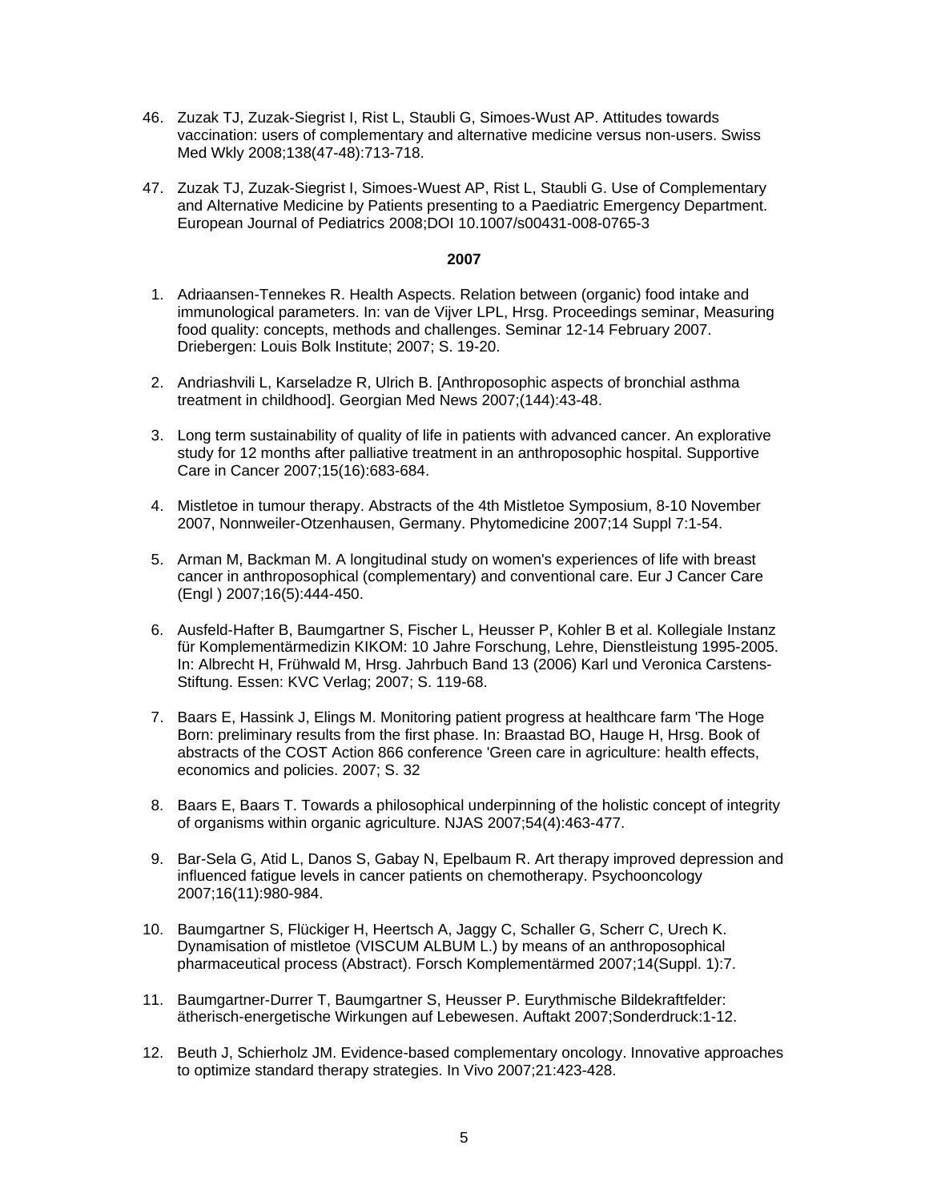46. Zuzak TJ, Zuzak-Siegrist I, Rist L, Staubli G, Simoes-Wust AP. Attitudes towards vaccination: users of complementary and alternative medicine versus non-users. Swiss Med Wkly 2008;138(47-48):713-718.

47. Zuzak TJ, Zuzak-Siegrist I, Simoes-Wuest AP, Rist L, Staubli G. Use of Complementary and Alternative Medicine by Patients presenting to a Paediatric Emergency Department. European Journal of Pediatrics 2008;DOI 10.1007/s00431-008-0765-3

**2007**

1. Adriaansen-Tennekes R. Health Aspects. Relation between (organic) food intake and immunological parameters. In: van de Vijver LPL, Hrsg. Proceedings seminar, Measuring food quality: concepts, methods and challenges. Seminar 12-14 February 2007. Driebergen: Louis Bolk Institute; 2007; S. 19-20.

2. Andriashvili L, Karseladze R, Ulrich B. [Anthroposophic aspects of bronchial asthma treatment in childhood]. Georgian Med News 2007;(144):43-48.

3. Long term sustainability of quality of life in patients with advanced cancer. An explorative study for 12 months after palliative treatment in an anthroposophic hospital. Supportive Care in Cancer 2007;15(16):683-684.

4. Mistletoe in tumour therapy. Abstracts of the 4th Mistletoe Symposium, 8-10 November 2007, Nonnweiler-Otzenhausen, Germany. Phytomedicine 2007;14 Suppl 7:1-54.

5. Arman M, Backman M. A longitudinal study on women's experiences of life with breast cancer in anthroposophical (complementary) and conventional care. Eur J Cancer Care (Engl ) 2007;16(5):444-450.

6. Ausfeld-Hafter B, Baumgartner S, Fischer L, Heusser P, Kohler B et al. Kollegiale Instanz für Komplementärmedizin KIKOM: 10 Jahre Forschung, Lehre, Dienstleistung 1995-2005. In: Albrecht H, Frühwald M, Hrsg. Jahrbuch Band 13 (2006) Karl und Veronica Carstens-Stiftung. Essen: KVC Verlag; 2007; S. 119-68.

7. Baars E, Hassink J, Elings M. Monitoring patient progress at healthcare farm 'The Hoge Born: preliminary results from the first phase. In: Braastad BO, Hauge H, Hrsg. Book of abstracts of the COST Action 866 conference 'Green care in agriculture: health effects, economics and policies. 2007; S. 32

8. Baars E, Baars T. Towards a philosophical underpinning of the holistic concept of integrity of organisms within organic agriculture. NJAS 2007;54(4):463-477.

9. Bar-Sela G, Atid L, Danos S, Gabay N, Epelbaum R. Art therapy improved depression and influenced fatigue levels in cancer patients on chemotherapy. Psychooncology 2007;16(11):980-984.

10. Baumgartner S, Flückiger H, Heertsch A, Jaggy C, Schaller G, Scherr C, Urech K. Dynamisation of mistletoe (VISCUM ALBUM L.) by means of an anthroposophical pharmaceutical process (Abstract). Forsch Komplementärmed 2007;14(Suppl. 1):7.

11. Baumgartner-Durrer T, Baumgartner S, Heusser P. Eurythmische Bildekraftfelder: ätherisch-energetische Wirkungen auf Lebewesen. Auftakt 2007;Sonderdruck:1-12.

12. Beuth J, Schierholz JM. Evidence-based complementary oncology. Innovative approaches to optimize standard therapy strategies. In Vivo 2007;21:423-428.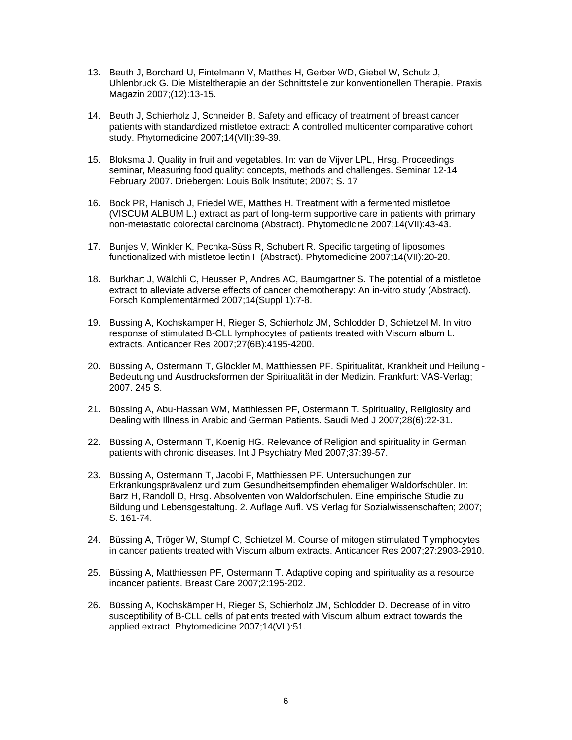13. Beuth J, Borchard U, Fintelmann V, Matthes H, Gerber WD, Giebel W, Schulz J, Uhlenbruck G. Die Misteltherapie an der Schnittstelle zur konventionellen Therapie. Praxis Magazin 2007;(12):13-15.

14. Beuth J, Schierholz J, Schneider B. Safety and efficacy of treatment of breast cancer patients with standardized mistletoe extract: A controlled multicenter comparative cohort study. Phytomedicine 2007;14(VII):39-39.

15. Bloksma J. Quality in fruit and vegetables. In: van de Vijver LPL, Hrsg. Proceedings seminar, Measuring food quality: concepts, methods and challenges. Seminar 12-14 February 2007. Driebergen: Louis Bolk Institute; 2007; S. 17

16. Bock PR, Hanisch J, Friedel WE, Matthes H. Treatment with a fermented mistletoe (VISCUM ALBUM L.) extract as part of long-term supportive care in patients with primary non-metastatic colorectal carcinoma (Abstract). Phytomedicine 2007;14(VII):43-43.

17. Bunjes V, Winkler K, Pechka-Süss R, Schubert R. Specific targeting of liposomes functionalized with mistletoe lectin I (Abstract). Phytomedicine 2007;14(VII):20-20.

18. Burkhart J, Wälchli C, Heusser P, Andres AC, Baumgartner S. The potential of a mistletoe extract to alleviate adverse effects of cancer chemotherapy: An in-vitro study (Abstract). Forsch Komplementärmed 2007;14(Suppl 1):7-8.

19. Bussing A, Kochskamper H, Rieger S, Schierholz JM, Schlodder D, Schietzel M. In vitro response of stimulated B-CLL lymphocytes of patients treated with Viscum album L. extracts. Anticancer Res 2007;27(6B):4195-4200.

20. Büssing A, Ostermann T, Glöckler M, Matthiessen PF. Spiritualität, Krankheit und Heilung - Bedeutung und Ausdrucksformen der Spiritualität in der Medizin. Frankfurt: VAS-Verlag; 2007. 245 S.

21. Büssing A, Abu-Hassan WM, Matthiessen PF, Ostermann T. Spirituality, Religiosity and Dealing with Illness in Arabic and German Patients. Saudi Med J 2007;28(6):22-31.

22. Büssing A, Ostermann T, Koenig HG. Relevance of Religion and spirituality in German patients with chronic diseases. Int J Psychiatry Med 2007;37:39-57.

23. Büssing A, Ostermann T, Jacobi F, Matthiessen PF. Untersuchungen zur Erkrankungsprävalenz und zum Gesundheitsempfinden ehemaliger Waldorfschüler. In: Barz H, Randoll D, Hrsg. Absolventen von Waldorfschulen. Eine empirische Studie zu Bildung und Lebensgestaltung. 2. Auflage Aufl. VS Verlag für Sozialwissenschaften; 2007; S. 161-74.

24. Büssing A, Tröger W, Stumpf C, Schietzel M. Course of mitogen stimulated Tlymphocytes in cancer patients treated with Viscum album extracts. Anticancer Res 2007;27:2903-2910.

25. Büssing A, Matthiessen PF, Ostermann T. Adaptive coping and spirituality as a resource incancer patients. Breast Care 2007;2:195-202.

26. Büssing A, Kochskämper H, Rieger S, Schierholz JM, Schlodder D. Decrease of in vitro susceptibility of B-CLL cells of patients treated with Viscum album extract towards the applied extract. Phytomedicine 2007;14(VII):51.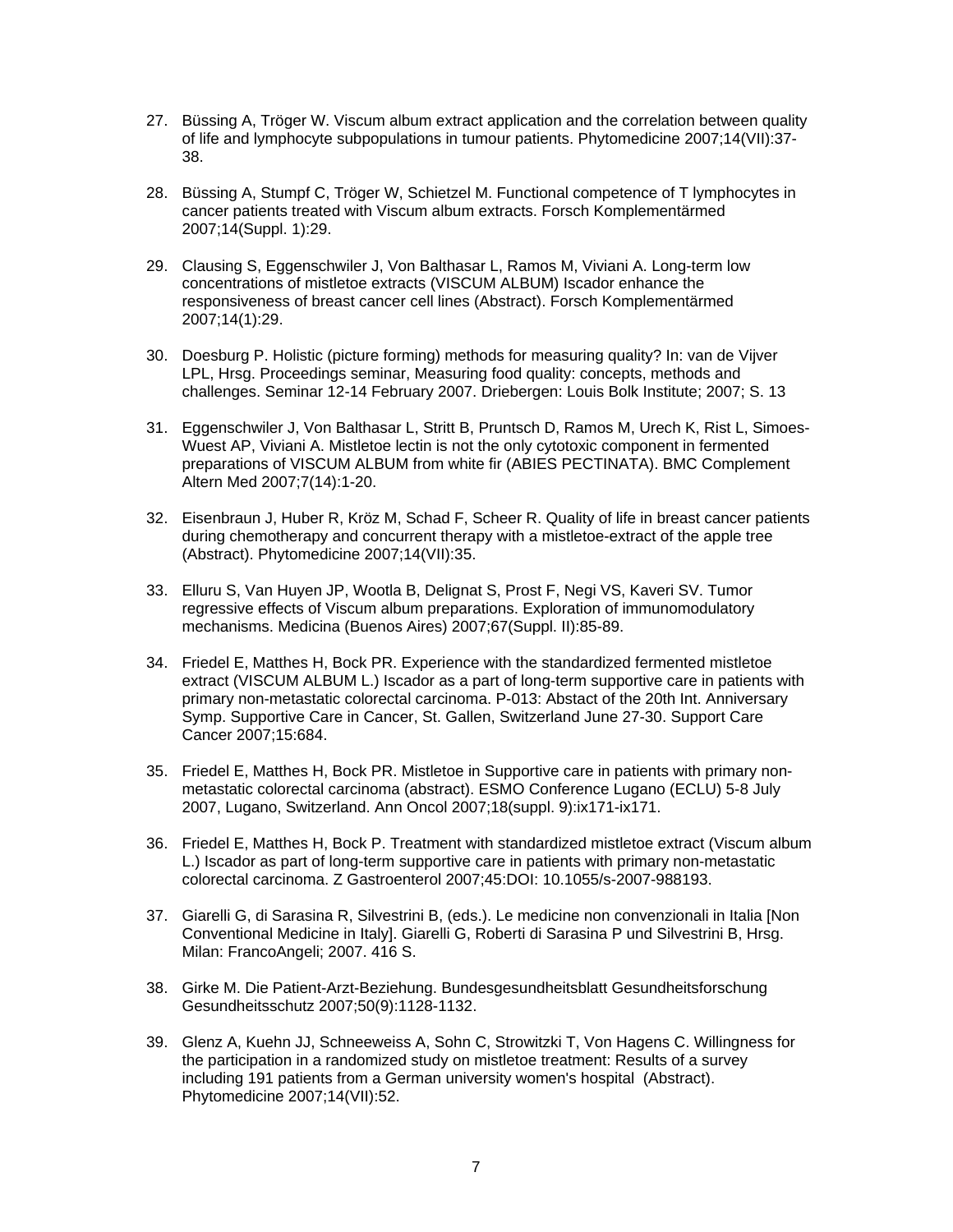27. Büssing A, Tröger W. Viscum album extract application and the correlation between quality of life and lymphocyte subpopulations in tumour patients. Phytomedicine 2007;14(VII):37-38.

28. Büssing A, Stumpf C, Tröger W, Schietzel M. Functional competence of T lymphocytes in cancer patients treated with Viscum album extracts. Forsch Komplementärmed 2007;14(Suppl. 1):29.

29. Clausing S, Eggenschwiler J, Von Balthasar L, Ramos M, Viviani A. Long-term low concentrations of mistletoe extracts (VISCUM ALBUM) Iscador enhance the responsiveness of breast cancer cell lines (Abstract). Forsch Komplementärmed 2007;14(1):29.

30. Doesburg P. Holistic (picture forming) methods for measuring quality? In: van de Vijver LPL, Hrsg. Proceedings seminar, Measuring food quality: concepts, methods and challenges. Seminar 12-14 February 2007. Driebergen: Louis Bolk Institute; 2007; S. 13

31. Eggenschwiler J, Von Balthasar L, Stritt B, Pruntsch D, Ramos M, Urech K, Rist L, Simoes-Wuest AP, Viviani A. Mistletoe lectin is not the only cytotoxic component in fermented preparations of VISCUM ALBUM from white fir (ABIES PECTINATA). BMC Complement Altern Med 2007;7(14):1-20.

32. Eisenbraun J, Huber R, Kröz M, Schad F, Scheer R. Quality of life in breast cancer patients during chemotherapy and concurrent therapy with a mistletoe-extract of the apple tree (Abstract). Phytomedicine 2007;14(VII):35.

33. Elluru S, Van Huyen JP, Wootla B, Delignat S, Prost F, Negi VS, Kaveri SV. Tumor regressive effects of Viscum album preparations. Exploration of immunomodulatory mechanisms. Medicina (Buenos Aires) 2007;67(Suppl. II):85-89.

34. Friedel E, Matthes H, Bock PR. Experience with the standardized fermented mistletoe extract (VISCUM ALBUM L.) Iscador as a part of long-term supportive care in patients with primary non-metastatic colorectal carcinoma. P-013: Abstact of the 20th Int. Anniversary Symp. Supportive Care in Cancer, St. Gallen, Switzerland June 27-30. Support Care Cancer 2007;15:684.

35. Friedel E, Matthes H, Bock PR. Mistletoe in Supportive care in patients with primary non-metastatic colorectal carcinoma (abstract). ESMO Conference Lugano (ECLU) 5-8 July 2007, Lugano, Switzerland. Ann Oncol 2007;18(suppl. 9):ix171-ix171.

36. Friedel E, Matthes H, Bock P. Treatment with standardized mistletoe extract (Viscum album L.) Iscador as part of long-term supportive care in patients with primary non-metastatic colorectal carcinoma. Z Gastroenterol 2007;45:DOI: 10.1055/s-2007-988193.

37. Giarelli G, di Sarasina R, Silvestrini B, (eds.). Le medicine non convenzionali in Italia [Non Conventional Medicine in Italy]. Giarelli G, Roberti di Sarasina P und Silvestrini B, Hrsg. Milan: FrancoAngeli; 2007. 416 S.

38. Girke M. Die Patient-Arzt-Beziehung. Bundesgesundheitsblatt Gesundheitsforschung Gesundheitsschutz 2007;50(9):1128-1132.

39. Glenz A, Kuehn JJ, Schneeweiss A, Sohn C, Strowitzki T, Von Hagens C. Willingness for the participation in a randomized study on mistletoe treatment: Results of a survey including 191 patients from a German university women's hospital (Abstract). Phytomedicine 2007;14(VII):52.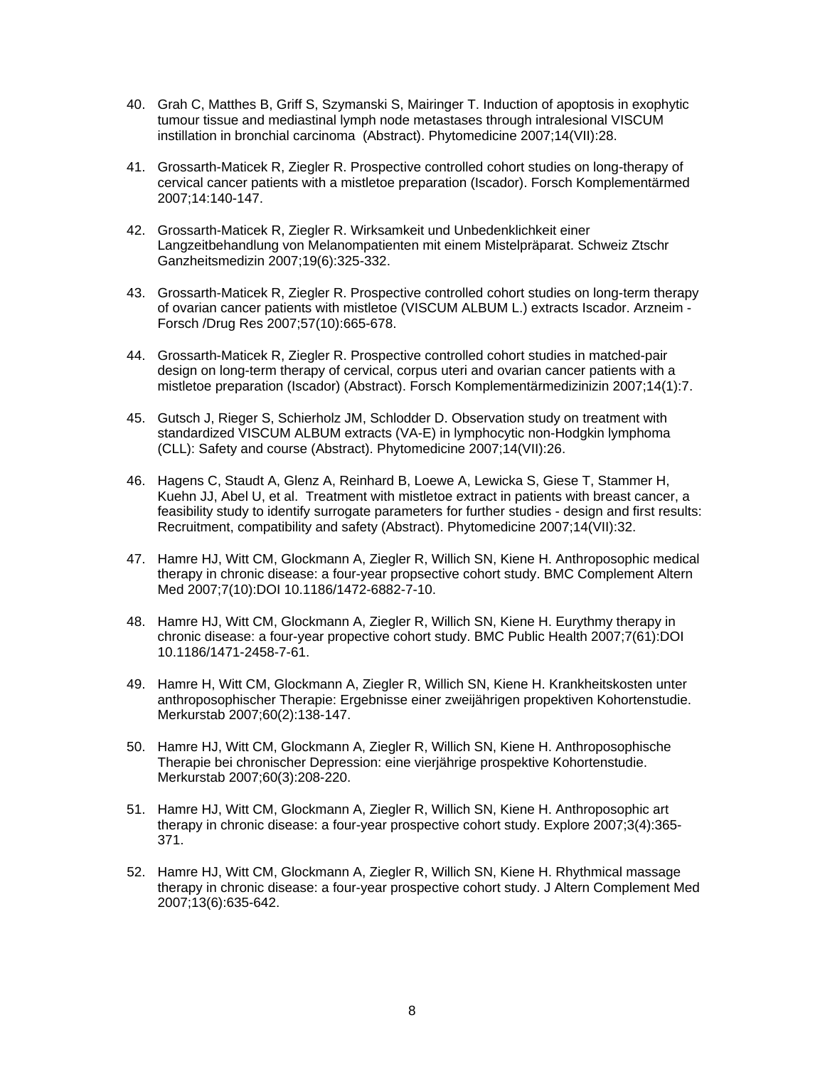40. Grah C, Matthes B, Griff S, Szymanski S, Mairinger T. Induction of apoptosis in exophytic tumour tissue and mediastinal lymph node metastases through intralesional VISCUM instillation in bronchial carcinoma  (Abstract). Phytomedicine 2007;14(VII):28.

41. Grossarth-Maticek R, Ziegler R. Prospective controlled cohort studies on long-therapy of cervical cancer patients with a mistletoe preparation (Iscador). Forsch Komplementärmed 2007;14:140-147.

42. Grossarth-Maticek R, Ziegler R. Wirksamkeit und Unbedenklichkeit einer Langzeitbehandlung von Melanompatienten mit einem Mistelpräparat. Schweiz Ztschr Ganzheitsmedizin 2007;19(6):325-332.

43. Grossarth-Maticek R, Ziegler R. Prospective controlled cohort studies on long-term therapy of ovarian cancer patients with mistletoe (VISCUM ALBUM L.) extracts Iscador. Arzneim - Forsch /Drug Res 2007;57(10):665-678.

44. Grossarth-Maticek R, Ziegler R. Prospective controlled cohort studies in matched-pair design on long-term therapy of cervical, corpus uteri and ovarian cancer patients with a mistletoe preparation (Iscador) (Abstract). Forsch Komplementärmedizinizin 2007;14(1):7.

45. Gutsch J, Rieger S, Schierholz JM, Schlodder D. Observation study on treatment with standardized VISCUM ALBUM extracts (VA-E) in lymphocytic non-Hodgkin lymphoma (CLL): Safety and course (Abstract). Phytomedicine 2007;14(VII):26.

46. Hagens C, Staudt A, Glenz A, Reinhard B, Loewe A, Lewicka S, Giese T, Stammer H, Kuehn JJ, Abel U, et al.  Treatment with mistletoe extract in patients with breast cancer, a feasibility study to identify surrogate parameters for further studies - design and first results: Recruitment, compatibility and safety (Abstract). Phytomedicine 2007;14(VII):32.

47. Hamre HJ, Witt CM, Glockmann A, Ziegler R, Willich SN, Kiene H. Anthroposophic medical therapy in chronic disease: a four-year propsective cohort study. BMC Complement Altern Med 2007;7(10):DOI 10.1186/1472-6882-7-10.

48. Hamre HJ, Witt CM, Glockmann A, Ziegler R, Willich SN, Kiene H. Eurythmy therapy in chronic disease: a four-year propective cohort study. BMC Public Health 2007;7(61):DOI 10.1186/1471-2458-7-61.

49. Hamre H, Witt CM, Glockmann A, Ziegler R, Willich SN, Kiene H. Krankheitskosten unter anthroposophischer Therapie: Ergebnisse einer zweijährigen propektiven Kohortenstudie. Merkurstab 2007;60(2):138-147.

50. Hamre HJ, Witt CM, Glockmann A, Ziegler R, Willich SN, Kiene H. Anthroposophische Therapie bei chronischer Depression: eine vierjährige prospektive Kohortenstudie. Merkurstab 2007;60(3):208-220.

51. Hamre HJ, Witt CM, Glockmann A, Ziegler R, Willich SN, Kiene H. Anthroposophic art therapy in chronic disease: a four-year prospective cohort study. Explore 2007;3(4):365-371.

52. Hamre HJ, Witt CM, Glockmann A, Ziegler R, Willich SN, Kiene H. Rhythmical massage therapy in chronic disease: a four-year prospective cohort study. J Altern Complement Med 2007;13(6):635-642.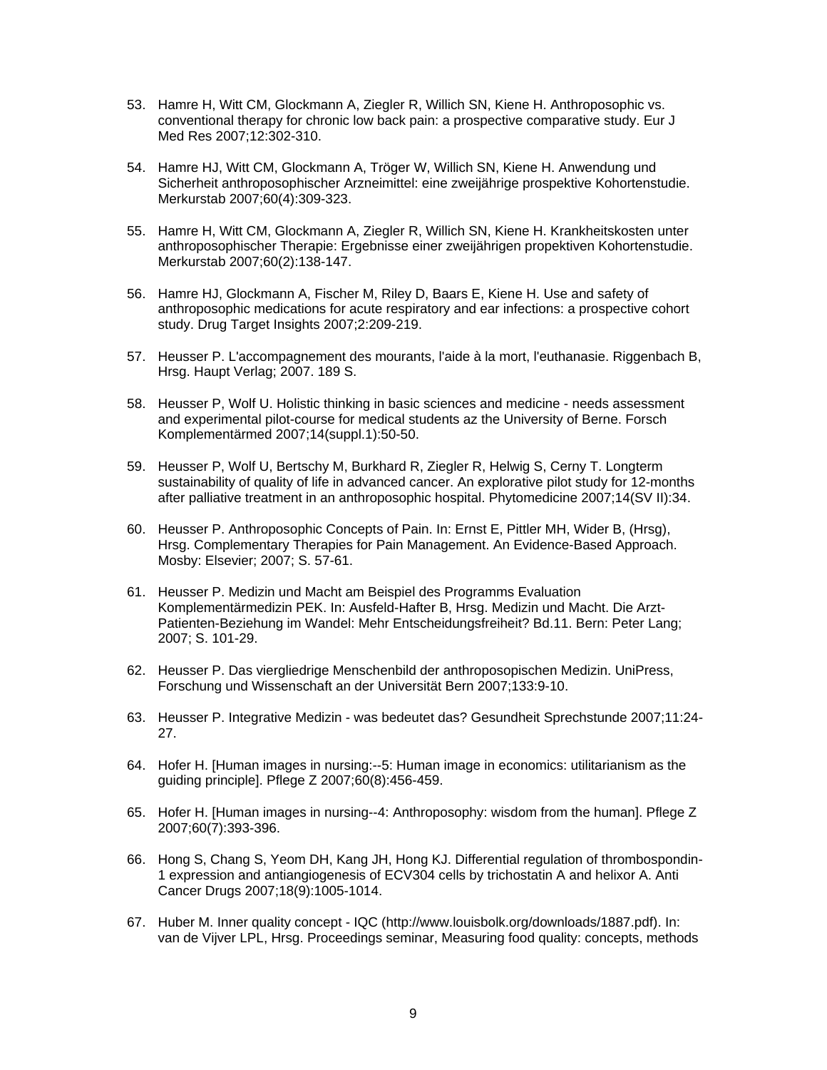53. Hamre H, Witt CM, Glockmann A, Ziegler R, Willich SN, Kiene H. Anthroposophic vs. conventional therapy for chronic low back pain: a prospective comparative study. Eur J Med Res 2007;12:302-310.

54. Hamre HJ, Witt CM, Glockmann A, Tröger W, Willich SN, Kiene H. Anwendung und Sicherheit anthroposophischer Arzneimittel: eine zweijährige prospektive Kohortenstudie. Merkurstab 2007;60(4):309-323.

55. Hamre H, Witt CM, Glockmann A, Ziegler R, Willich SN, Kiene H. Krankheitskosten unter anthroposophischer Therapie: Ergebnisse einer zweijährigen propektiven Kohortenstudie. Merkurstab 2007;60(2):138-147.

56. Hamre HJ, Glockmann A, Fischer M, Riley D, Baars E, Kiene H. Use and safety of anthroposophic medications for acute respiratory and ear infections: a prospective cohort study. Drug Target Insights 2007;2:209-219.

57. Heusser P. L'accompagnement des mourants, l'aide à la mort, l'euthanasie. Riggenbach B, Hrsg. Haupt Verlag; 2007. 189 S.

58. Heusser P, Wolf U. Holistic thinking in basic sciences and medicine - needs assessment and experimental pilot-course for medical students az the University of Berne. Forsch Komplementärmed 2007;14(suppl.1):50-50.

59. Heusser P, Wolf U, Bertschy M, Burkhard R, Ziegler R, Helwig S, Cerny T. Longterm sustainability of quality of life in advanced cancer. An explorative pilot study for 12-months after palliative treatment in an anthroposophic hospital. Phytomedicine 2007;14(SV II):34.

60. Heusser P. Anthroposophic Concepts of Pain. In: Ernst E, Pittler MH, Wider B, (Hrsg), Hrsg. Complementary Therapies for Pain Management. An Evidence-Based Approach. Mosby: Elsevier; 2007; S. 57-61.

61. Heusser P. Medizin und Macht am Beispiel des Programms Evaluation Komplementärmedizin PEK. In: Ausfeld-Hafter B, Hrsg. Medizin und Macht. Die Arzt-Patienten-Beziehung im Wandel: Mehr Entscheidungsfreiheit? Bd.11. Bern: Peter Lang; 2007; S. 101-29.

62. Heusser P. Das viergliedrige Menschenbild der anthroposopischen Medizin. UniPress, Forschung und Wissenschaft an der Universität Bern 2007;133:9-10.

63. Heusser P. Integrative Medizin - was bedeutet das? Gesundheit Sprechstunde 2007;11:24-27.

64. Hofer H. [Human images in nursing:--5: Human image in economics: utilitarianism as the guiding principle]. Pflege Z 2007;60(8):456-459.

65. Hofer H. [Human images in nursing--4: Anthroposophy: wisdom from the human]. Pflege Z 2007;60(7):393-396.

66. Hong S, Chang S, Yeom DH, Kang JH, Hong KJ. Differential regulation of thrombospondin-1 expression and antiangiogenesis of ECV304 cells by trichostatin A and helixor A. Anti Cancer Drugs 2007;18(9):1005-1014.

67. Huber M. Inner quality concept - IQC (http://www.louisbolk.org/downloads/1887.pdf). In: van de Vijver LPL, Hrsg. Proceedings seminar, Measuring food quality: concepts, methods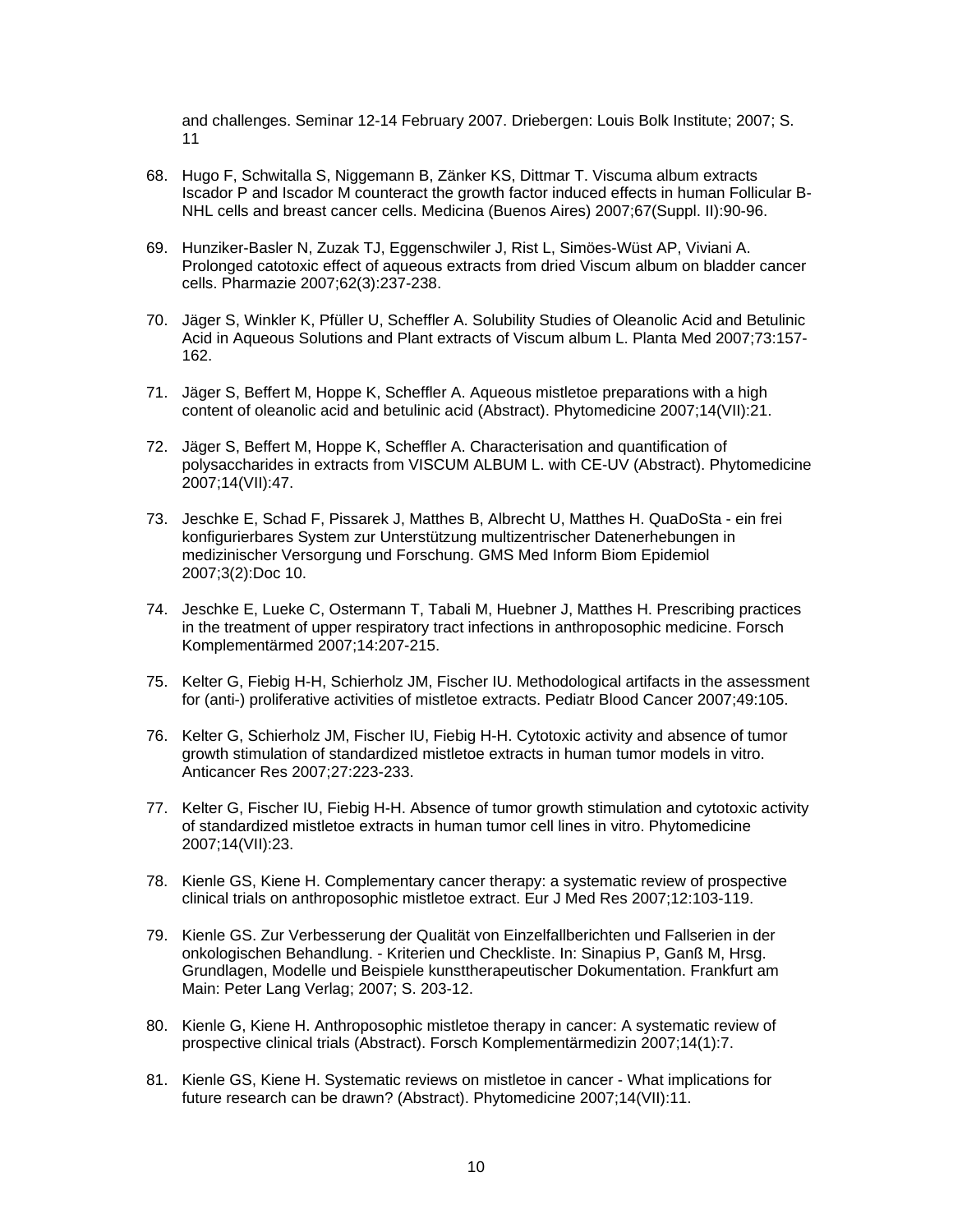and challenges. Seminar 12-14 February 2007. Driebergen: Louis Bolk Institute; 2007; S. 11

68. Hugo F, Schwitalla S, Niggemann B, Zänker KS, Dittmar T. Viscuma album extracts Iscador P and Iscador M counteract the growth factor induced effects in human Follicular B-NHL cells and breast cancer cells. Medicina (Buenos Aires) 2007;67(Suppl. II):90-96.

69. Hunziker-Basler N, Zuzak TJ, Eggenschwiler J, Rist L, Simöes-Wüst AP, Viviani A. Prolonged catotoxic effect of aqueous extracts from dried Viscum album on bladder cancer cells. Pharmazie 2007;62(3):237-238.

70. Jäger S, Winkler K, Pfüller U, Scheffler A. Solubility Studies of Oleanolic Acid and Betulinic Acid in Aqueous Solutions and Plant extracts of Viscum album L. Planta Med 2007;73:157-162.

71. Jäger S, Beffert M, Hoppe K, Scheffler A. Aqueous mistletoe preparations with a high content of oleanolic acid and betulinic acid (Abstract). Phytomedicine 2007;14(VII):21.

72. Jäger S, Beffert M, Hoppe K, Scheffler A. Characterisation and quantification of polysaccharides in extracts from VISCUM ALBUM L. with CE-UV (Abstract). Phytomedicine 2007;14(VII):47.

73. Jeschke E, Schad F, Pissarek J, Matthes B, Albrecht U, Matthes H. QuaDoSta - ein frei konfigurierbares System zur Unterstützung multizentrischer Datenerhebungen in medizinischer Versorgung und Forschung. GMS Med Inform Biom Epidemiol 2007;3(2):Doc 10.

74. Jeschke E, Lueke C, Ostermann T, Tabali M, Huebner J, Matthes H. Prescribing practices in the treatment of upper respiratory tract infections in anthroposophic medicine. Forsch Komplementärmed 2007;14:207-215.

75. Kelter G, Fiebig H-H, Schierholz JM, Fischer IU. Methodological artifacts in the assessment for (anti-) proliferative activities of mistletoe extracts. Pediatr Blood Cancer 2007;49:105.

76. Kelter G, Schierholz JM, Fischer IU, Fiebig H-H. Cytotoxic activity and absence of tumor growth stimulation of standardized mistletoe extracts in human tumor models in vitro. Anticancer Res 2007;27:223-233.

77. Kelter G, Fischer IU, Fiebig H-H. Absence of tumor growth stimulation and cytotoxic activity of standardized mistletoe extracts in human tumor cell lines in vitro. Phytomedicine 2007;14(VII):23.

78. Kienle GS, Kiene H. Complementary cancer therapy: a systematic review of prospective clinical trials on anthroposophic mistletoe extract. Eur J Med Res 2007;12:103-119.

79. Kienle GS. Zur Verbesserung der Qualität von Einzelfallberichten und Fallserien in der onkologischen Behandlung. - Kriterien und Checkliste. In: Sinapius P, Ganß M, Hrsg. Grundlagen, Modelle und Beispiele kunsttherapeutischer Dokumentation. Frankfurt am Main: Peter Lang Verlag; 2007; S. 203-12.

80. Kienle G, Kiene H. Anthroposophic mistletoe therapy in cancer: A systematic review of prospective clinical trials (Abstract). Forsch Komplementärmedizin 2007;14(1):7.

81. Kienle GS, Kiene H. Systematic reviews on mistletoe in cancer - What implications for future research can be drawn? (Abstract). Phytomedicine 2007;14(VII):11.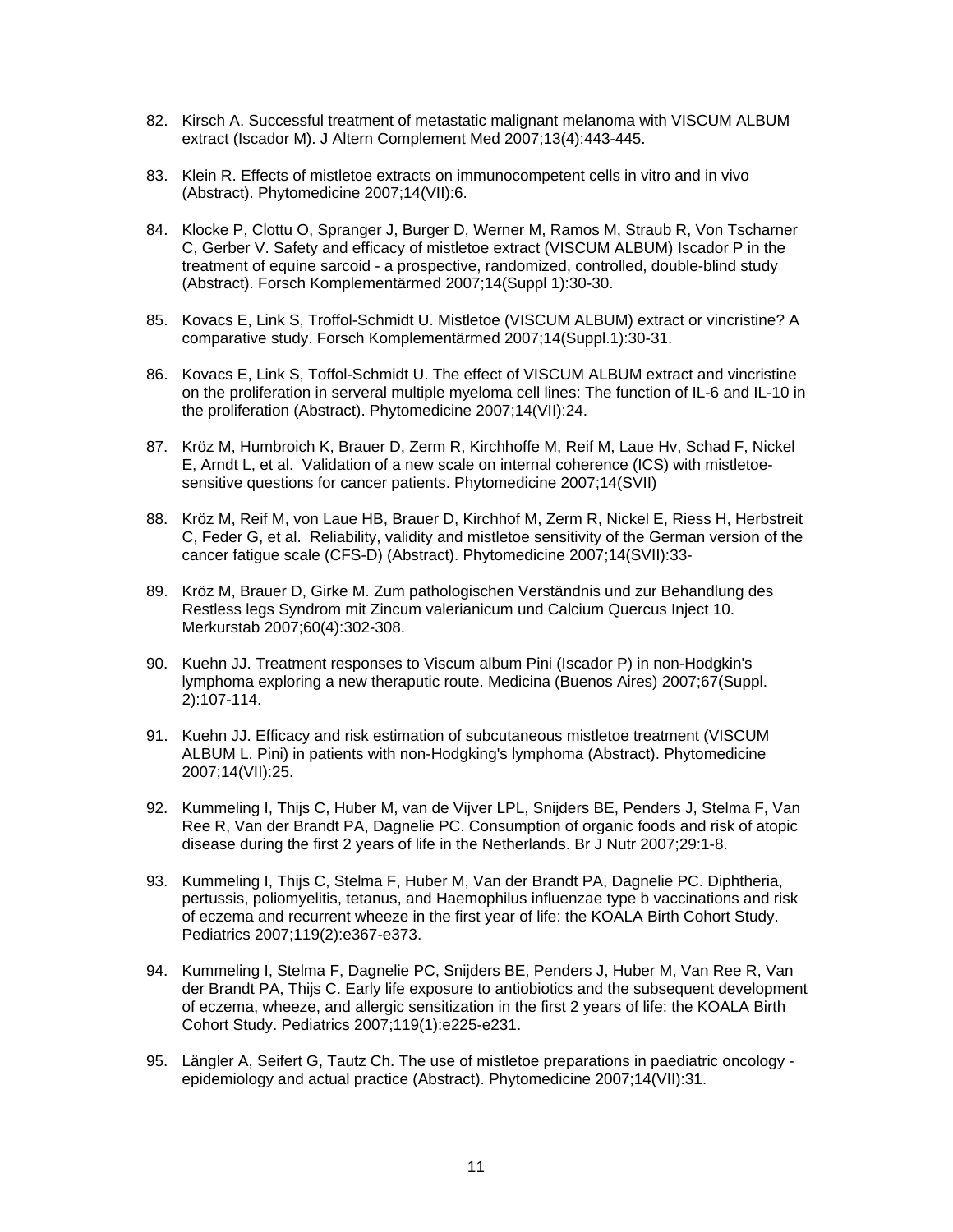82. Kirsch A. Successful treatment of metastatic malignant melanoma with VISCUM ALBUM extract (Iscador M). J Altern Complement Med 2007;13(4):443-445.

83. Klein R. Effects of mistletoe extracts on immunocompetent cells in vitro and in vivo (Abstract). Phytomedicine 2007;14(VII):6.

84. Klocke P, Clottu O, Spranger J, Burger D, Werner M, Ramos M, Straub R, Von Tscharner C, Gerber V. Safety and efficacy of mistletoe extract (VISCUM ALBUM) Iscador P in the treatment of equine sarcoid - a prospective, randomized, controlled, double-blind study (Abstract). Forsch Komplementärmed 2007;14(Suppl 1):30-30.

85. Kovacs E, Link S, Troffol-Schmidt U. Mistletoe (VISCUM ALBUM) extract or vincristine? A comparative study. Forsch Komplementärmed 2007;14(Suppl.1):30-31.

86. Kovacs E, Link S, Toffol-Schmidt U. The effect of VISCUM ALBUM extract and vincristine on the proliferation in serveral multiple myeloma cell lines: The function of IL-6 and IL-10 in the proliferation (Abstract). Phytomedicine 2007;14(VII):24.

87. Kröz M, Humbroich K, Brauer D, Zerm R, Kirchhoffe M, Reif M, Laue Hv, Schad F, Nickel E, Arndt L, et al. Validation of a new scale on internal coherence (ICS) with mistletoe-sensitive questions for cancer patients. Phytomedicine 2007;14(SVII)

88. Kröz M, Reif M, von Laue HB, Brauer D, Kirchhof M, Zerm R, Nickel E, Riess H, Herbstreit C, Feder G, et al. Reliability, validity and mistletoe sensitivity of the German version of the cancer fatigue scale (CFS-D) (Abstract). Phytomedicine 2007;14(SVII):33-

89. Kröz M, Brauer D, Girke M. Zum pathologischen Verständnis und zur Behandlung des Restless legs Syndrom mit Zincum valerianicum und Calcium Quercus Inject 10. Merkurstab 2007;60(4):302-308.

90. Kuehn JJ. Treatment responses to Viscum album Pini (Iscador P) in non-Hodgkin's lymphoma exploring a new theraputic route. Medicina (Buenos Aires) 2007;67(Suppl. 2):107-114.

91. Kuehn JJ. Efficacy and risk estimation of subcutaneous mistletoe treatment (VISCUM ALBUM L. Pini) in patients with non-Hodgking's lymphoma (Abstract). Phytomedicine 2007;14(VII):25.

92. Kummeling I, Thijs C, Huber M, van de Vijver LPL, Snijders BE, Penders J, Stelma F, Van Ree R, Van der Brandt PA, Dagnelie PC. Consumption of organic foods and risk of atopic disease during the first 2 years of life in the Netherlands. Br J Nutr 2007;29:1-8.

93. Kummeling I, Thijs C, Stelma F, Huber M, Van der Brandt PA, Dagnelie PC. Diphtheria, pertussis, poliomyelitis, tetanus, and Haemophilus influenzae type b vaccinations and risk of eczema and recurrent wheeze in the first year of life: the KOALA Birth Cohort Study. Pediatrics 2007;119(2):e367-e373.

94. Kummeling I, Stelma F, Dagnelie PC, Snijders BE, Penders J, Huber M, Van Ree R, Van der Brandt PA, Thijs C. Early life exposure to antiobiotics and the subsequent development of eczema, wheeze, and allergic sensitization in the first 2 years of life: the KOALA Birth Cohort Study. Pediatrics 2007;119(1):e225-e231.

95. Längler A, Seifert G, Tautz Ch. The use of mistletoe preparations in paediatric oncology - epidemiology and actual practice (Abstract). Phytomedicine 2007;14(VII):31.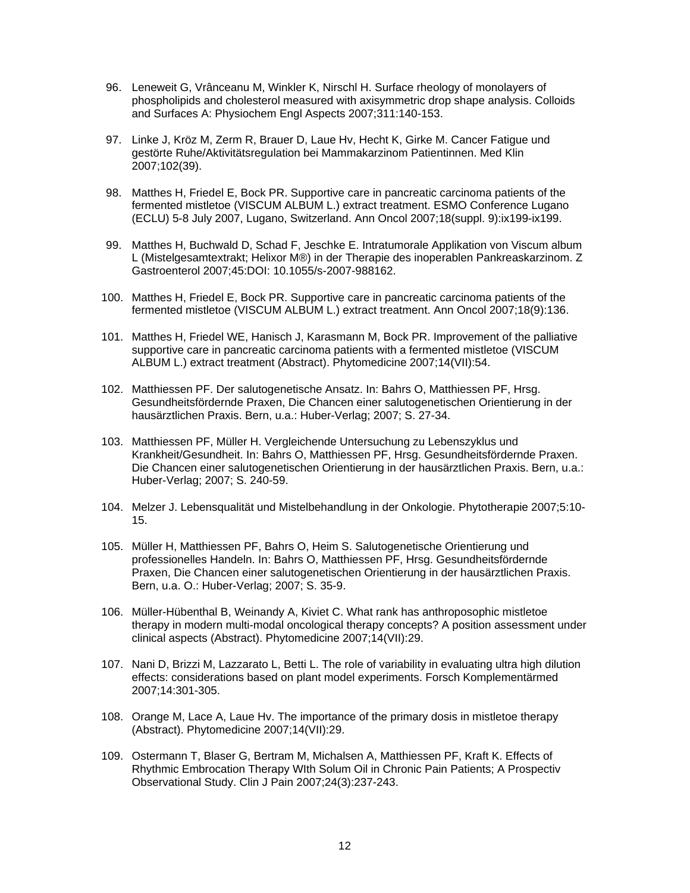96. Leneweit G, Vrânceanu M, Winkler K, Nirschl H. Surface rheology of monolayers of phospholipids and cholesterol measured with axisymmetric drop shape analysis. Colloids and Surfaces A: Physiochem Engl Aspects 2007;311:140-153.

97. Linke J, Kröz M, Zerm R, Brauer D, Laue Hv, Hecht K, Girke M. Cancer Fatigue und gestörte Ruhe/Aktivitätsregulation bei Mammakarzinom Patientinnen. Med Klin 2007;102(39).

98. Matthes H, Friedel E, Bock PR. Supportive care in pancreatic carcinoma patients of the fermented mistletoe (VISCUM ALBUM L.) extract treatment. ESMO Conference Lugano (ECLU) 5-8 July 2007, Lugano, Switzerland. Ann Oncol 2007;18(suppl. 9):ix199-ix199.

99. Matthes H, Buchwald D, Schad F, Jeschke E. Intratumorale Applikation von Viscum album L (Mistelgesamtextrakt; Helixor M®) in der Therapie des inoperablen Pankreaskarzinom. Z Gastroenterol 2007;45:DOI: 10.1055/s-2007-988162.

100. Matthes H, Friedel E, Bock PR. Supportive care in pancreatic carcinoma patients of the fermented mistletoe (VISCUM ALBUM L.) extract treatment. Ann Oncol 2007;18(9):136.

101. Matthes H, Friedel WE, Hanisch J, Karasmann M, Bock PR. Improvement of the palliative supportive care in pancreatic carcinoma patients with a fermented mistletoe (VISCUM ALBUM L.) extract treatment (Abstract). Phytomedicine 2007;14(VII):54.

102. Matthiessen PF. Der salutogenetische Ansatz. In: Bahrs O, Matthiessen PF, Hrsg. Gesundheitsfördernde Praxen, Die Chancen einer salutogenetischen Orientierung in der hausärztlichen Praxis. Bern, u.a.: Huber-Verlag; 2007; S. 27-34.

103. Matthiessen PF, Müller H. Vergleichende Untersuchung zu Lebenszyklus und Krankheit/Gesundheit. In: Bahrs O, Matthiessen PF, Hrsg. Gesundheitsfördernde Praxen. Die Chancen einer salutogenetischen Orientierung in der hausärztlichen Praxis. Bern, u.a.: Huber-Verlag; 2007; S. 240-59.

104. Melzer J. Lebensqualität und Mistelbehandlung in der Onkologie. Phytotherapie 2007;5:10-15.

105. Müller H, Matthiessen PF, Bahrs O, Heim S. Salutogenetische Orientierung und professionelles Handeln. In: Bahrs O, Matthiessen PF, Hrsg. Gesundheitsfördernde Praxen, Die Chancen einer salutogenetischen Orientierung in der hausärztlichen Praxis. Bern, u.a. O.: Huber-Verlag; 2007; S. 35-9.

106. Müller-Hübenthal B, Weinandy A, Kiviet C. What rank has anthroposophic mistletoe therapy in modern multi-modal oncological therapy concepts? A position assessment under clinical aspects (Abstract). Phytomedicine 2007;14(VII):29.

107. Nani D, Brizzi M, Lazzarato L, Betti L. The role of variability in evaluating ultra high dilution effects: considerations based on plant model experiments. Forsch Komplementärmed 2007;14:301-305.

108. Orange M, Lace A, Laue Hv. The importance of the primary dosis in mistletoe therapy (Abstract). Phytomedicine 2007;14(VII):29.

109. Ostermann T, Blaser G, Bertram M, Michalsen A, Matthiessen PF, Kraft K. Effects of Rhythmic Embrocation Therapy WIth Solum Oil in Chronic Pain Patients; A Prospectiv Observational Study. Clin J Pain 2007;24(3):237-243.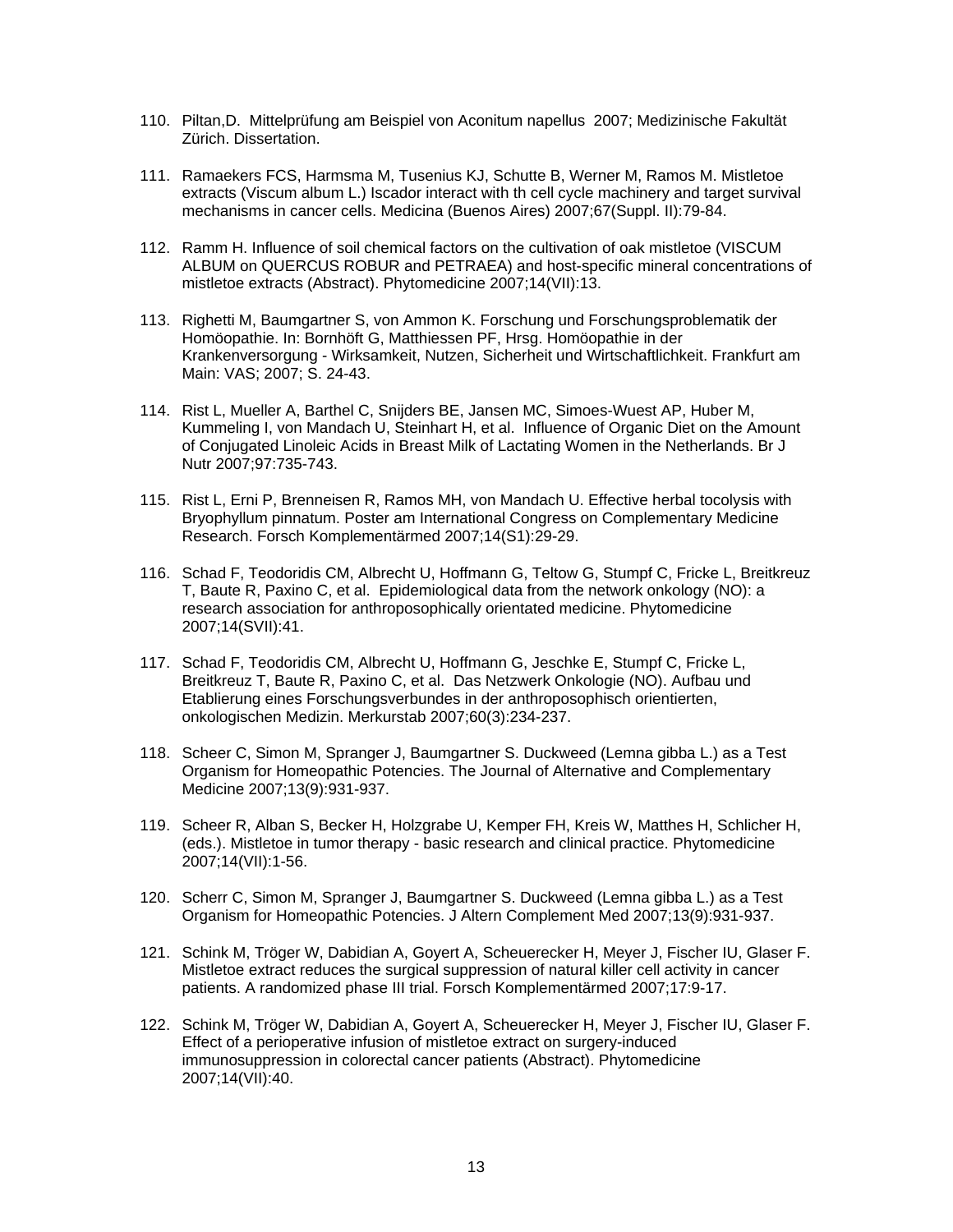110. Piltan,D. Mittelprüfung am Beispiel von Aconitum napellus 2007; Medizinische Fakultät Zürich. Dissertation.

111. Ramaekers FCS, Harmsma M, Tusenius KJ, Schutte B, Werner M, Ramos M. Mistletoe extracts (Viscum album L.) Iscador interact with th cell cycle machinery and target survival mechanisms in cancer cells. Medicina (Buenos Aires) 2007;67(Suppl. II):79-84.

112. Ramm H. Influence of soil chemical factors on the cultivation of oak mistletoe (VISCUM ALBUM on QUERCUS ROBUR and PETRAEA) and host-specific mineral concentrations of mistletoe extracts (Abstract). Phytomedicine 2007;14(VII):13.

113. Righetti M, Baumgartner S, von Ammon K. Forschung und Forschungsproblematik der Homöopathie. In: Bornhöft G, Matthiessen PF, Hrsg. Homöopathie in der Krankenversorgung - Wirksamkeit, Nutzen, Sicherheit und Wirtschaftlichkeit. Frankfurt am Main: VAS; 2007; S. 24-43.

114. Rist L, Mueller A, Barthel C, Snijders BE, Jansen MC, Simoes-Wuest AP, Huber M, Kummeling I, von Mandach U, Steinhart H, et al. Influence of Organic Diet on the Amount of Conjugated Linoleic Acids in Breast Milk of Lactating Women in the Netherlands. Br J Nutr 2007;97:735-743.

115. Rist L, Erni P, Brenneisen R, Ramos MH, von Mandach U. Effective herbal tocolysis with Bryophyllum pinnatum. Poster am International Congress on Complementary Medicine Research. Forsch Komplementärmed 2007;14(S1):29-29.

116. Schad F, Teodoridis CM, Albrecht U, Hoffmann G, Teltow G, Stumpf C, Fricke L, Breitkreuz T, Baute R, Paxino C, et al. Epidemiological data from the network onkology (NO): a research association for anthroposophically orientated medicine. Phytomedicine 2007;14(SVII):41.

117. Schad F, Teodoridis CM, Albrecht U, Hoffmann G, Jeschke E, Stumpf C, Fricke L, Breitkreuz T, Baute R, Paxino C, et al. Das Netzwerk Onkologie (NO). Aufbau und Etablierung eines Forschungsverbundes in der anthroposophisch orientierten, onkologischen Medizin. Merkurstab 2007;60(3):234-237.

118. Scheer C, Simon M, Spranger J, Baumgartner S. Duckweed (Lemna gibba L.) as a Test Organism for Homeopathic Potencies. The Journal of Alternative and Complementary Medicine 2007;13(9):931-937.

119. Scheer R, Alban S, Becker H, Holzgrabe U, Kemper FH, Kreis W, Matthes H, Schlicher H, (eds.). Mistletoe in tumor therapy - basic research and clinical practice. Phytomedicine 2007;14(VII):1-56.

120. Scherr C, Simon M, Spranger J, Baumgartner S. Duckweed (Lemna gibba L.) as a Test Organism for Homeopathic Potencies. J Altern Complement Med 2007;13(9):931-937.

121. Schink M, Tröger W, Dabidian A, Goyert A, Scheuerecker H, Meyer J, Fischer IU, Glaser F. Mistletoe extract reduces the surgical suppression of natural killer cell activity in cancer patients. A randomized phase III trial. Forsch Komplementärmed 2007;17:9-17.

122. Schink M, Tröger W, Dabidian A, Goyert A, Scheuerecker H, Meyer J, Fischer IU, Glaser F. Effect of a perioperative infusion of mistletoe extract on surgery-induced immunosuppression in colorectal cancer patients (Abstract). Phytomedicine 2007;14(VII):40.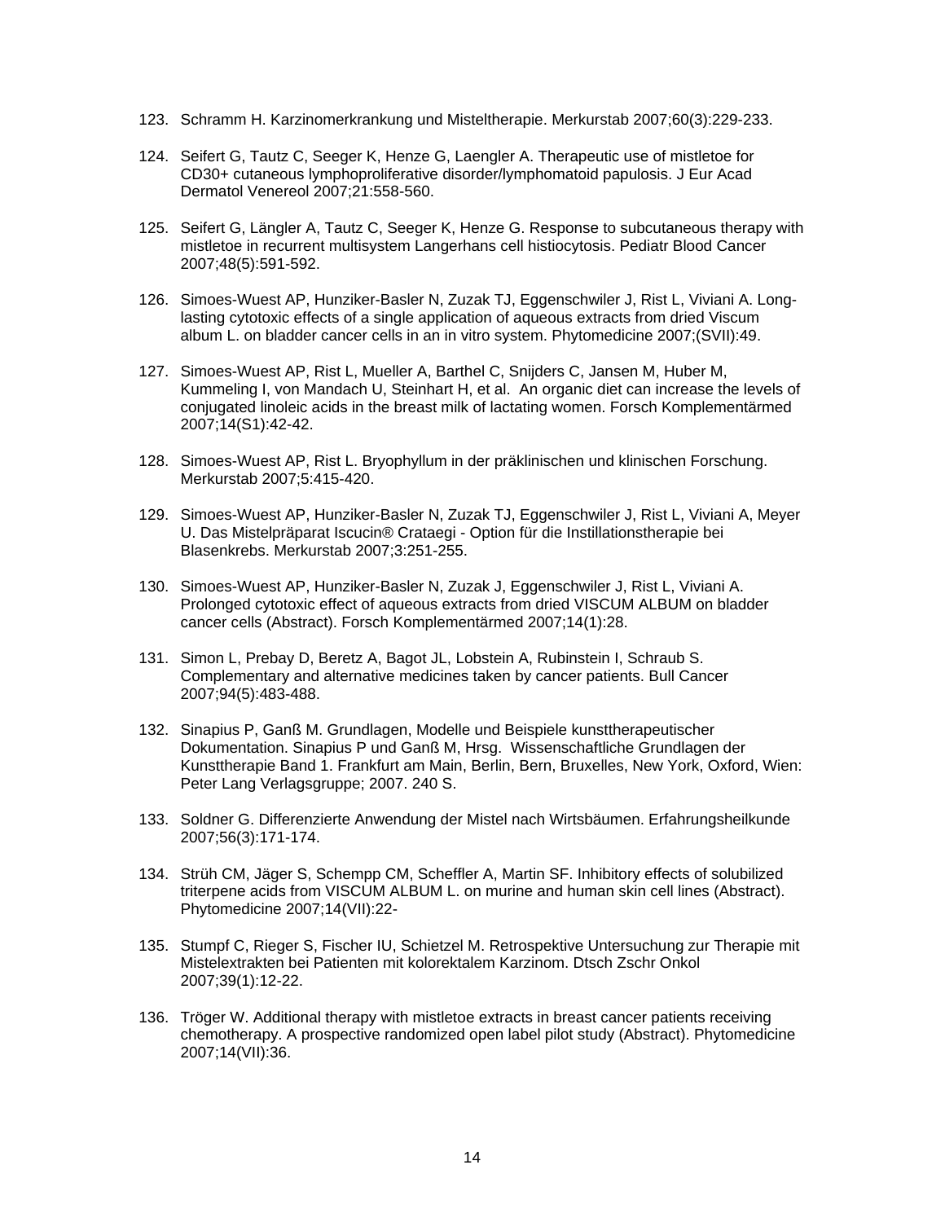123. Schramm H. Karzinomerkrankung und Misteltherapie. Merkurstab 2007;60(3):229-233.

124. Seifert G, Tautz C, Seeger K, Henze G, Laengler A. Therapeutic use of mistletoe for CD30+ cutaneous lymphoproliferative disorder/lymphomatoid papulosis. J Eur Acad Dermatol Venereol 2007;21:558-560.

125. Seifert G, Längler A, Tautz C, Seeger K, Henze G. Response to subcutaneous therapy with mistletoe in recurrent multisystem Langerhans cell histiocytosis. Pediatr Blood Cancer 2007;48(5):591-592.

126. Simoes-Wuest AP, Hunziker-Basler N, Zuzak TJ, Eggenschwiler J, Rist L, Viviani A. Long-lasting cytotoxic effects of a single application of aqueous extracts from dried Viscum album L. on bladder cancer cells in an in vitro system. Phytomedicine 2007;(SVII):49.

127. Simoes-Wuest AP, Rist L, Mueller A, Barthel C, Snijders C, Jansen M, Huber M, Kummeling I, von Mandach U, Steinhart H, et al. An organic diet can increase the levels of conjugated linoleic acids in the breast milk of lactating women. Forsch Komplementärmed 2007;14(S1):42-42.

128. Simoes-Wuest AP, Rist L. Bryophyllum in der präklinischen und klinischen Forschung. Merkurstab 2007;5:415-420.

129. Simoes-Wuest AP, Hunziker-Basler N, Zuzak TJ, Eggenschwiler J, Rist L, Viviani A, Meyer U. Das Mistelpräparat Iscucin® Crataegi - Option für die Instillationstherapie bei Blasenkrebs. Merkurstab 2007;3:251-255.

130. Simoes-Wuest AP, Hunziker-Basler N, Zuzak J, Eggenschwiler J, Rist L, Viviani A. Prolonged cytotoxic effect of aqueous extracts from dried VISCUM ALBUM on bladder cancer cells (Abstract). Forsch Komplementärmed 2007;14(1):28.

131. Simon L, Prebay D, Beretz A, Bagot JL, Lobstein A, Rubinstein I, Schraub S. Complementary and alternative medicines taken by cancer patients. Bull Cancer 2007;94(5):483-488.

132. Sinapius P, Ganß M. Grundlagen, Modelle und Beispiele kunsttherapeutischer Dokumentation. Sinapius P und Ganß M, Hrsg. Wissenschaftliche Grundlagen der Kunsttherapie Band 1. Frankfurt am Main, Berlin, Bern, Bruxelles, New York, Oxford, Wien: Peter Lang Verlagsgruppe; 2007. 240 S.

133. Soldner G. Differenzierte Anwendung der Mistel nach Wirtsbäumen. Erfahrungsheilkunde 2007;56(3):171-174.

134. Strüh CM, Jäger S, Schempp CM, Scheffler A, Martin SF. Inhibitory effects of solubilized triterpene acids from VISCUM ALBUM L. on murine and human skin cell lines (Abstract). Phytomedicine 2007;14(VII):22-

135. Stumpf C, Rieger S, Fischer IU, Schietzel M. Retrospektive Untersuchung zur Therapie mit Mistelextrakten bei Patienten mit kolorektalem Karzinom. Dtsch Zschr Onkol 2007;39(1):12-22.

136. Tröger W. Additional therapy with mistletoe extracts in breast cancer patients receiving chemotherapy. A prospective randomized open label pilot study (Abstract). Phytomedicine 2007;14(VII):36.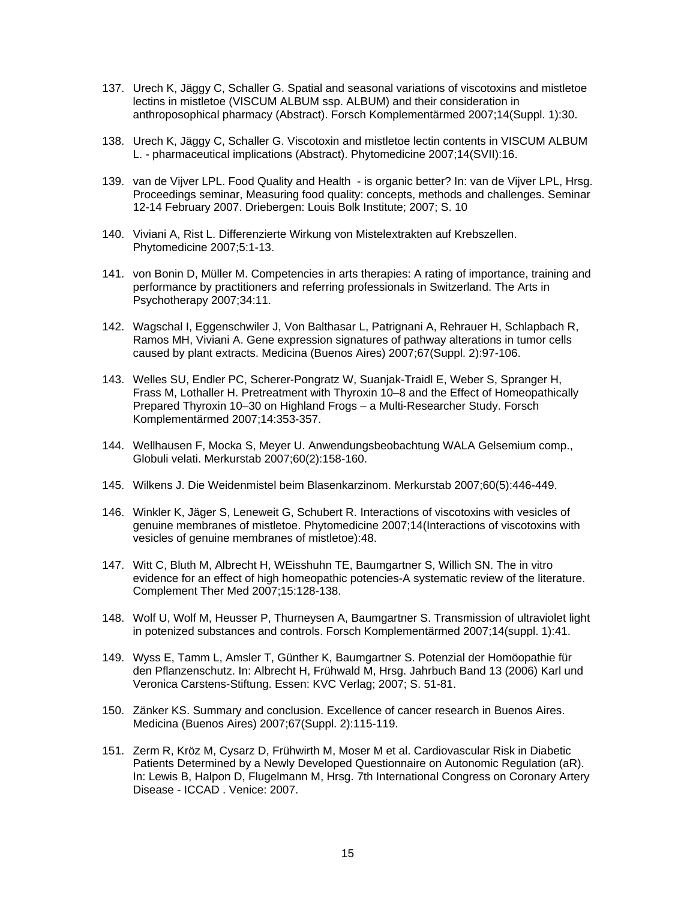137. Urech K, Jäggy C, Schaller G. Spatial and seasonal variations of viscotoxins and mistletoe lectins in mistletoe (VISCUM ALBUM ssp. ALBUM) and their consideration in anthroposophical pharmacy (Abstract). Forsch Komplementärmed 2007;14(Suppl. 1):30.

138. Urech K, Jäggy C, Schaller G. Viscotoxin and mistletoe lectin contents in VISCUM ALBUM L. - pharmaceutical implications (Abstract). Phytomedicine 2007;14(SVII):16.

139. van de Vijver LPL. Food Quality and Health - is organic better? In: van de Vijver LPL, Hrsg. Proceedings seminar, Measuring food quality: concepts, methods and challenges. Seminar 12-14 February 2007. Driebergen: Louis Bolk Institute; 2007; S. 10

140. Viviani A, Rist L. Differenzierte Wirkung von Mistelextrakten auf Krebszellen. Phytomedicine 2007;5:1-13.

141. von Bonin D, Müller M. Competencies in arts therapies: A rating of importance, training and performance by practitioners and referring professionals in Switzerland. The Arts in Psychotherapy 2007;34:11.

142. Wagschal I, Eggenschwiler J, Von Balthasar L, Patrignani A, Rehrauer H, Schlapbach R, Ramos MH, Viviani A. Gene expression signatures of pathway alterations in tumor cells caused by plant extracts. Medicina (Buenos Aires) 2007;67(Suppl. 2):97-106.

143. Welles SU, Endler PC, Scherer-Pongratz W, Suanjak-Traidl E, Weber S, Spranger H, Frass M, Lothaller H. Pretreatment with Thyroxin 10–8 and the Effect of Homeopathically Prepared Thyroxin 10–30 on Highland Frogs – a Multi-Researcher Study. Forsch Komplementärmed 2007;14:353-357.

144. Wellhausen F, Mocka S, Meyer U. Anwendungsbeobachtung WALA Gelsemium comp., Globuli velati. Merkurstab 2007;60(2):158-160.

145. Wilkens J. Die Weidenmistel beim Blasenkarzinom. Merkurstab 2007;60(5):446-449.

146. Winkler K, Jäger S, Leneweit G, Schubert R. Interactions of viscotoxins with vesicles of genuine membranes of mistletoe. Phytomedicine 2007;14(Interactions of viscotoxins with vesicles of genuine membranes of mistletoe):48.

147. Witt C, Bluth M, Albrecht H, WEisshuhn TE, Baumgartner S, Willich SN. The in vitro evidence for an effect of high homeopathic potencies-A systematic review of the literature. Complement Ther Med 2007;15:128-138.

148. Wolf U, Wolf M, Heusser P, Thurneysen A, Baumgartner S. Transmission of ultraviolet light in potenized substances and controls. Forsch Komplementärmed 2007;14(suppl. 1):41.

149. Wyss E, Tamm L, Amsler T, Günther K, Baumgartner S. Potenzial der Homöopathie für den Pflanzenschutz. In: Albrecht H, Frühwald M, Hrsg. Jahrbuch Band 13 (2006) Karl und Veronica Carstens-Stiftung. Essen: KVC Verlag; 2007; S. 51-81.

150. Zänker KS. Summary and conclusion. Excellence of cancer research in Buenos Aires. Medicina (Buenos Aires) 2007;67(Suppl. 2):115-119.

151. Zerm R, Kröz M, Cysarz D, Frühwirth M, Moser M et al. Cardiovascular Risk in Diabetic Patients Determined by a Newly Developed Questionnaire on Autonomic Regulation (aR). In: Lewis B, Halpon D, Flugelmann M, Hrsg. 7th International Congress on Coronary Artery Disease - ICCAD . Venice: 2007.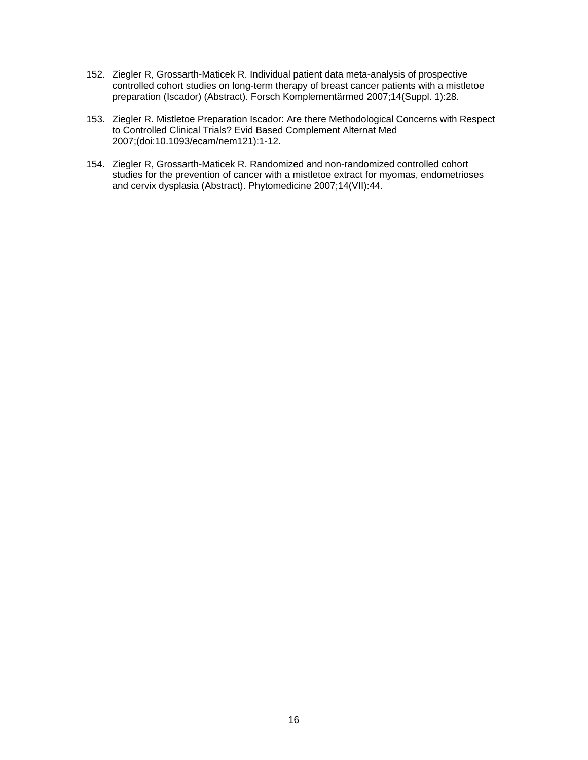152. Ziegler R, Grossarth-Maticek R. Individual patient data meta-analysis of prospective controlled cohort studies on long-term therapy of breast cancer patients with a mistletoe preparation (Iscador) (Abstract). Forsch Komplementärmed 2007;14(Suppl. 1):28.

153. Ziegler R. Mistletoe Preparation Iscador: Are there Methodological Concerns with Respect to Controlled Clinical Trials? Evid Based Complement Alternat Med 2007;(doi:10.1093/ecam/nem121):1-12.

154. Ziegler R, Grossarth-Maticek R. Randomized and non-randomized controlled cohort studies for the prevention of cancer with a mistletoe extract for myomas, endometrioses and cervix dysplasia (Abstract). Phytomedicine 2007;14(VII):44.